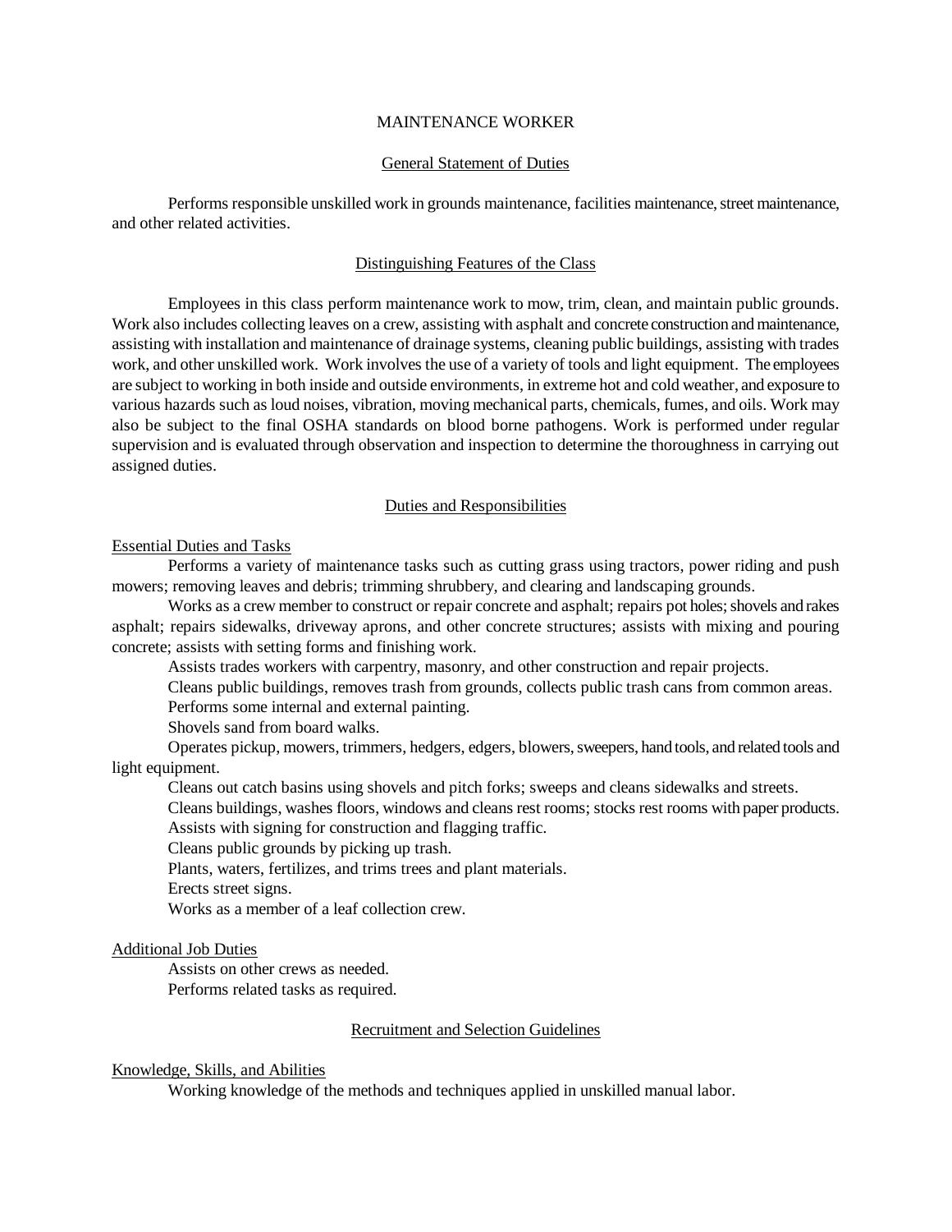# MAINTENANCE WORKER

## General Statement of Duties

Performs responsible unskilled work in grounds maintenance, facilities maintenance, street maintenance, and other related activities.

## Distinguishing Features of the Class

Employees in this class perform maintenance work to mow, trim, clean, and maintain public grounds. Work also includes collecting leaves on a crew, assisting with asphalt and concrete construction and maintenance, assisting with installation and maintenance of drainage systems, cleaning public buildings, assisting with trades work, and other unskilled work. Work involves the use of a variety of tools and light equipment. The employees are subject to working in both inside and outside environments, in extreme hot and cold weather, and exposure to various hazards such as loud noises, vibration, moving mechanical parts, chemicals, fumes, and oils. Work may also be subject to the final OSHA standards on blood borne pathogens. Work is performed under regular supervision and is evaluated through observation and inspection to determine the thoroughness in carrying out assigned duties.

## Duties and Responsibilities

### Essential Duties and Tasks

Performs a variety of maintenance tasks such as cutting grass using tractors, power riding and push mowers; removing leaves and debris; trimming shrubbery, and clearing and landscaping grounds.

Works as a crew member to construct or repair concrete and asphalt; repairs pot holes; shovels and rakes asphalt; repairs sidewalks, driveway aprons, and other concrete structures; assists with mixing and pouring concrete; assists with setting forms and finishing work.

Assists trades workers with carpentry, masonry, and other construction and repair projects.

Cleans public buildings, removes trash from grounds, collects public trash cans from common areas.

Performs some internal and external painting.

Shovels sand from board walks.

Operates pickup, mowers, trimmers, hedgers, edgers, blowers, sweepers, hand tools, and related tools and light equipment.

Cleans out catch basins using shovels and pitch forks; sweeps and cleans sidewalks and streets.

Cleans buildings, washes floors, windows and cleans rest rooms; stocks rest rooms with paper products.

Assists with signing for construction and flagging traffic.

Cleans public grounds by picking up trash.

Plants, waters, fertilizes, and trims trees and plant materials.

Erects street signs.

Works as a member of a leaf collection crew.

### Additional Job Duties

Assists on other crews as needed.

Performs related tasks as required.

## Recruitment and Selection Guidelines

### Knowledge, Skills, and Abilities

Working knowledge of the methods and techniques applied in unskilled manual labor.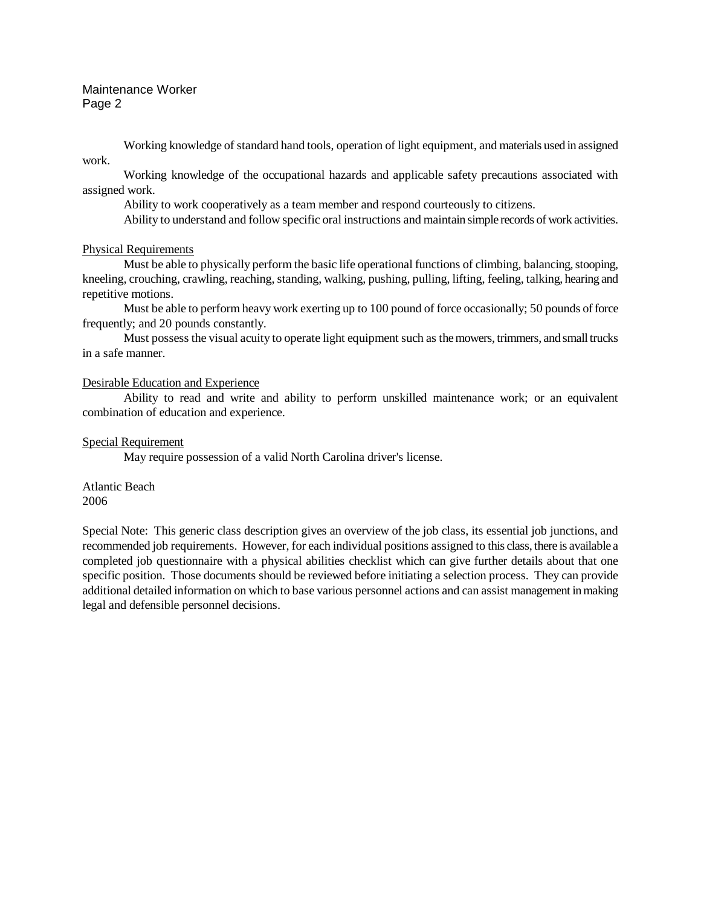Working knowledge of standard hand tools, operation of light equipment, and materials used in assigned work.

Working knowledge of the occupational hazards and applicable safety precautions associated with assigned work.

Ability to work cooperatively as a team member and respond courteously to citizens.

Ability to understand and follow specific oral instructions and maintain simple records of work activities.

## Physical Requirements

Must be able to physically perform the basic life operational functions of climbing, balancing, stooping, kneeling, crouching, crawling, reaching, standing, walking, pushing, pulling, lifting, feeling, talking, hearing and repetitive motions.

Must be able to perform heavy work exerting up to 100 pound of force occasionally; 50 pounds of force frequently; and 20 pounds constantly.

Must possess the visual acuity to operate light equipment such as the mowers, trimmers, and small trucks in a safe manner.

## Desirable Education and Experience

Ability to read and write and ability to perform unskilled maintenance work; or an equivalent combination of education and experience.

## Special Requirement

May require possession of a valid North Carolina driver's license.

Atlantic Beach
2006

Special Note: This generic class description gives an overview of the job class, its essential job junctions, and recommended job requirements. However, for each individual positions assigned to this class, there is available a completed job questionnaire with a physical abilities checklist which can give further details about that one specific position. Those documents should be reviewed before initiating a selection process. They can provide additional detailed information on which to base various personnel actions and can assist management in making legal and defensible personnel decisions.